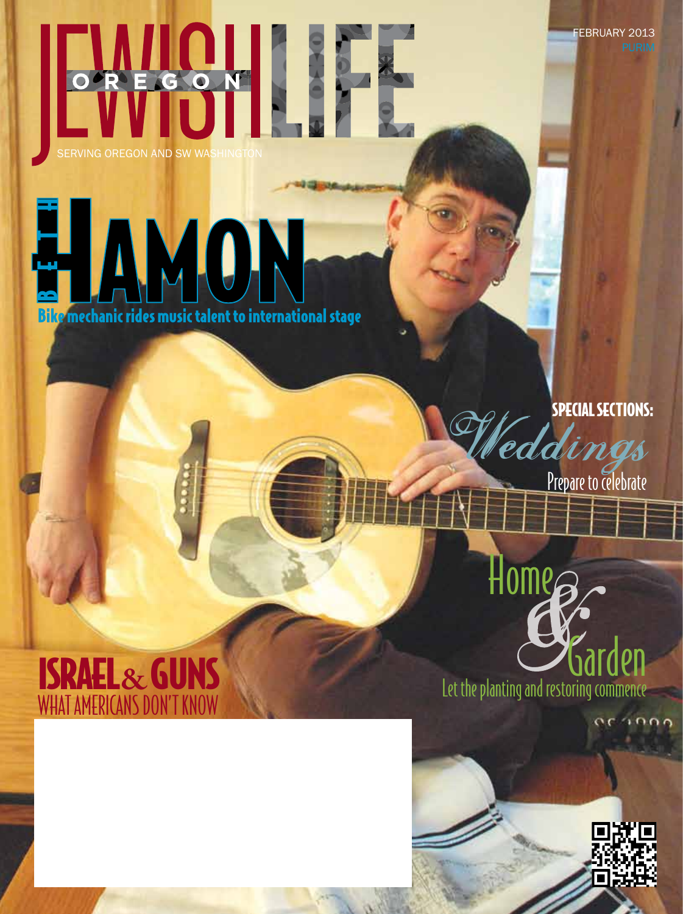# OREGON JEWISH LIFE

SERVING OREGON AND SW WASHINGTON

FEBRUARY 2013
PURIM

## BETH HAMON

**Bike mechanic rides music talent to international stage**

**SPECIAL SECTIONS:**

*Weddings*
Prepare to celebrate

**Home & Garden**
Let the planting and restoring commence

## ISRAEL & GUNS
WHAT AMERICANS DON'T KNOW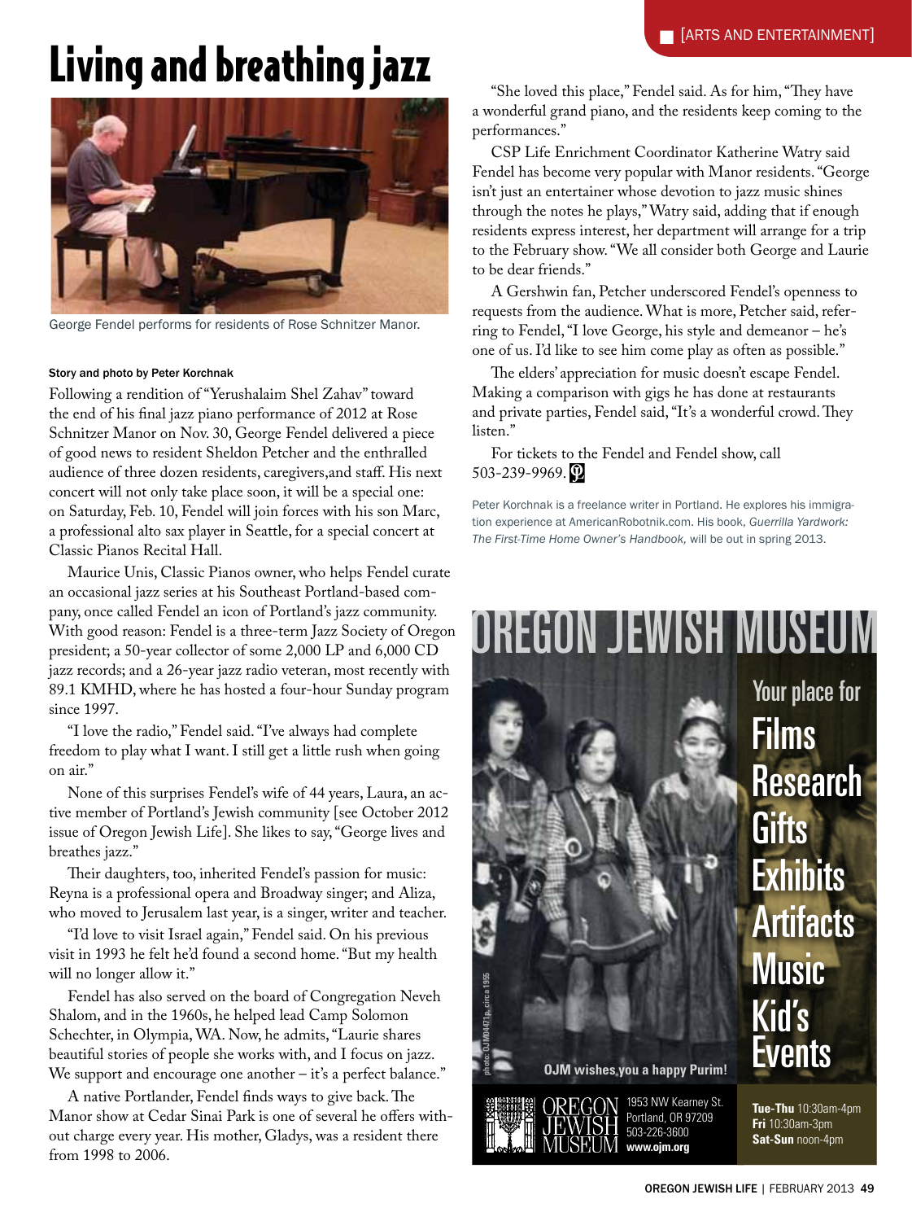# Living and breathing jazz

George Fendel performs for residents of Rose Schnitzer Manor.

Story and photo by Peter Korchnak

Following a rendition of "Yerushalaim Shel Zahav" toward the end of his final jazz piano performance of 2012 at Rose Schnitzer Manor on Nov. 30, George Fendel delivered a piece of good news to resident Sheldon Petcher and the enthralled audience of three dozen residents, caregivers,and staff. His next concert will not only take place soon, it will be a special one: on Saturday, Feb. 10, Fendel will join forces with his son Marc, a professional alto sax player in Seattle, for a special concert at Classic Pianos Recital Hall.

Maurice Unis, Classic Pianos owner, who helps Fendel curate an occasional jazz series at his Southeast Portland-based company, once called Fendel an icon of Portland's jazz community. With good reason: Fendel is a three-term Jazz Society of Oregon president; a 50-year collector of some 2,000 LP and 6,000 CD jazz records; and a 26-year jazz radio veteran, most recently with 89.1 KMHD, where he has hosted a four-hour Sunday program since 1997.

"I love the radio," Fendel said. "I've always had complete freedom to play what I want. I still get a little rush when going on air."

None of this surprises Fendel's wife of 44 years, Laura, an active member of Portland's Jewish community [see October 2012 issue of Oregon Jewish Life]. She likes to say, "George lives and breathes jazz."

Their daughters, too, inherited Fendel's passion for music: Reyna is a professional opera and Broadway singer; and Aliza, who moved to Jerusalem last year, is a singer, writer and teacher.

"I'd love to visit Israel again," Fendel said. On his previous visit in 1993 he felt he'd found a second home. "But my health will no longer allow it."

Fendel has also served on the board of Congregation Neveh Shalom, and in the 1960s, he helped lead Camp Solomon Schechter, in Olympia, WA. Now, he admits, "Laurie shares beautiful stories of people she works with, and I focus on jazz. We support and encourage one another – it's a perfect balance."

A native Portlander, Fendel finds ways to give back. The Manor show at Cedar Sinai Park is one of several he offers without charge every year. His mother, Gladys, was a resident there from 1998 to 2006.

"She loved this place," Fendel said. As for him, "They have a wonderful grand piano, and the residents keep coming to the performances."

CSP Life Enrichment Coordinator Katherine Watry said Fendel has become very popular with Manor residents. "George isn't just an entertainer whose devotion to jazz music shines through the notes he plays," Watry said, adding that if enough residents express interest, her department will arrange for a trip to the February show. "We all consider both George and Laurie to be dear friends."

A Gershwin fan, Petcher underscored Fendel's openness to requests from the audience. What is more, Petcher said, referring to Fendel, "I love George, his style and demeanor – he's one of us. I'd like to see him come play as often as possible."

The elders' appreciation for music doesn't escape Fendel. Making a comparison with gigs he has done at restaurants and private parties, Fendel said, "It's a wonderful crowd. They listen."

For tickets to the Fendel and Fendel show, call 503-239-9969.

*Peter Korchnak is a freelance writer in Portland. He explores his immigration experience at AmericanRobotnik.com. His book, Guerrilla Yardwork: The First-Time Home Owner's Handbook, will be out in spring 2013.*

# OREGON JEWISH MUSEUM

Your place for
Films
Research
Gifts
Exhibits
Artifacts
Music
Kid's
Events

photo: OJM04471p, circa 1955

OJM wishes you a happy Purim!

OREGON JEWISH MUSEUM
1953 NW Kearney St.
Portland, OR 97209
503-226-3600
**www.ojm.org**

**Tue-Thu** 10:30am-4pm
**Fri** 10:30am-3pm
**Sat-Sun** noon-4pm